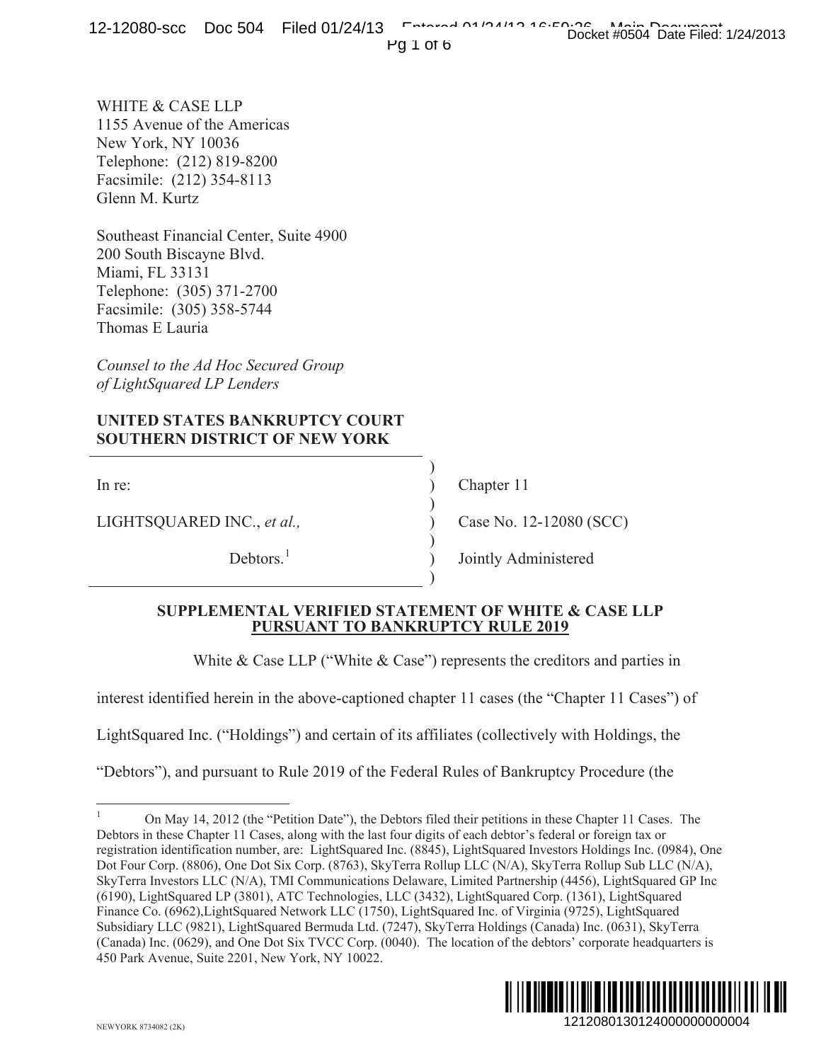WHITE & CASE LLP
1155 Avenue of the Americas
New York, NY 10036
Telephone: (212) 819-8200
Facsimile: (212) 354-8113
Glenn M. Kurtz

Southeast Financial Center, Suite 4900
200 South Biscayne Blvd.
Miami, FL 33131
Telephone: (305) 371-2700
Facsimile: (305) 358-5744
Thomas E Lauria

*Counsel to the Ad Hoc Secured Group of LightSquared LP Lenders*

**UNITED STATES BANKRUPTCY COURT**
**SOUTHERN DISTRICT OF NEW YORK**

| | |
|---|---|
| In re: | Chapter 11 |
| LIGHTSQUARED INC., *et al.,* | Case No. 12-12080 (SCC) |
| Debtors.[1] | Jointly Administered |

## SUPPLEMENTAL VERIFIED STATEMENT OF WHITE & CASE LLP PURSUANT TO BANKRUPTCY RULE 2019

White & Case LLP ("White & Case") represents the creditors and parties in interest identified herein in the above-captioned chapter 11 cases (the "Chapter 11 Cases") of LightSquared Inc. ("Holdings") and certain of its affiliates (collectively with Holdings, the "Debtors"), and pursuant to Rule 2019 of the Federal Rules of Bankruptcy Procedure (the

---

[1] On May 14, 2012 (the "Petition Date"), the Debtors filed their petitions in these Chapter 11 Cases. The Debtors in these Chapter 11 Cases, along with the last four digits of each debtor's federal or foreign tax or registration identification number, are: LightSquared Inc. (8845), LightSquared Investors Holdings Inc. (0984), One Dot Four Corp. (8806), One Dot Six Corp. (8763), SkyTerra Rollup LLC (N/A), SkyTerra Rollup Sub LLC (N/A), SkyTerra Investors LLC (N/A), TMI Communications Delaware, Limited Partnership (4456), LightSquared GP Inc (6190), LightSquared LP (3801), ATC Technologies, LLC (3432), LightSquared Corp. (1361), LightSquared Finance Co. (6962),LightSquared Network LLC (1750), LightSquared Inc. of Virginia (9725), LightSquared Subsidiary LLC (9821), LightSquared Bermuda Ltd. (7247), SkyTerra Holdings (Canada) Inc. (0631), SkyTerra (Canada) Inc. (0629), and One Dot Six TVCC Corp. (0040). The location of the debtors' corporate headquarters is 450 Park Avenue, Suite 2201, New York, NY 10022.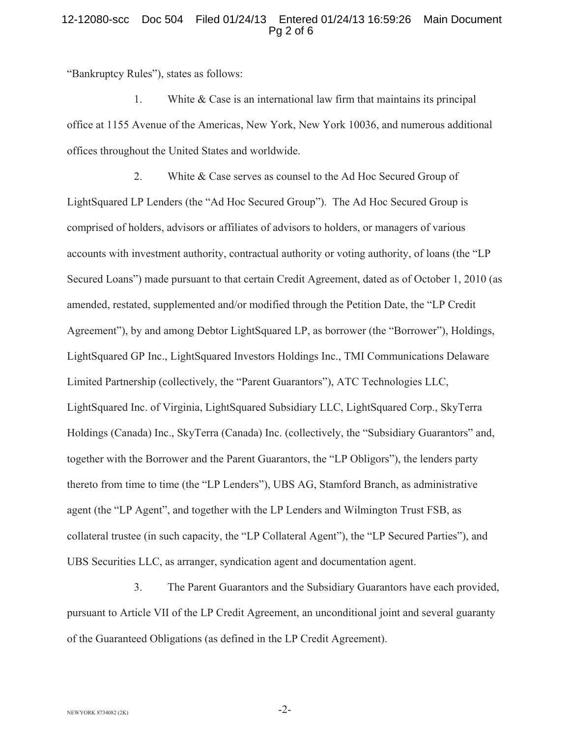"Bankruptcy Rules"), states as follows:

1. White & Case is an international law firm that maintains its principal office at 1155 Avenue of the Americas, New York, New York 10036, and numerous additional offices throughout the United States and worldwide.

2. White & Case serves as counsel to the Ad Hoc Secured Group of LightSquared LP Lenders (the "Ad Hoc Secured Group"). The Ad Hoc Secured Group is comprised of holders, advisors or affiliates of advisors to holders, or managers of various accounts with investment authority, contractual authority or voting authority, of loans (the "LP Secured Loans") made pursuant to that certain Credit Agreement, dated as of October 1, 2010 (as amended, restated, supplemented and/or modified through the Petition Date, the "LP Credit Agreement"), by and among Debtor LightSquared LP, as borrower (the "Borrower"), Holdings, LightSquared GP Inc., LightSquared Investors Holdings Inc., TMI Communications Delaware Limited Partnership (collectively, the "Parent Guarantors"), ATC Technologies LLC, LightSquared Inc. of Virginia, LightSquared Subsidiary LLC, LightSquared Corp., SkyTerra Holdings (Canada) Inc., SkyTerra (Canada) Inc. (collectively, the "Subsidiary Guarantors" and, together with the Borrower and the Parent Guarantors, the "LP Obligors"), the lenders party thereto from time to time (the "LP Lenders"), UBS AG, Stamford Branch, as administrative agent (the "LP Agent", and together with the LP Lenders and Wilmington Trust FSB, as collateral trustee (in such capacity, the "LP Collateral Agent"), the "LP Secured Parties"), and UBS Securities LLC, as arranger, syndication agent and documentation agent.

3. The Parent Guarantors and the Subsidiary Guarantors have each provided, pursuant to Article VII of the LP Credit Agreement, an unconditional joint and several guaranty of the Guaranteed Obligations (as defined in the LP Credit Agreement).

NEWYORK 8734082 (2K)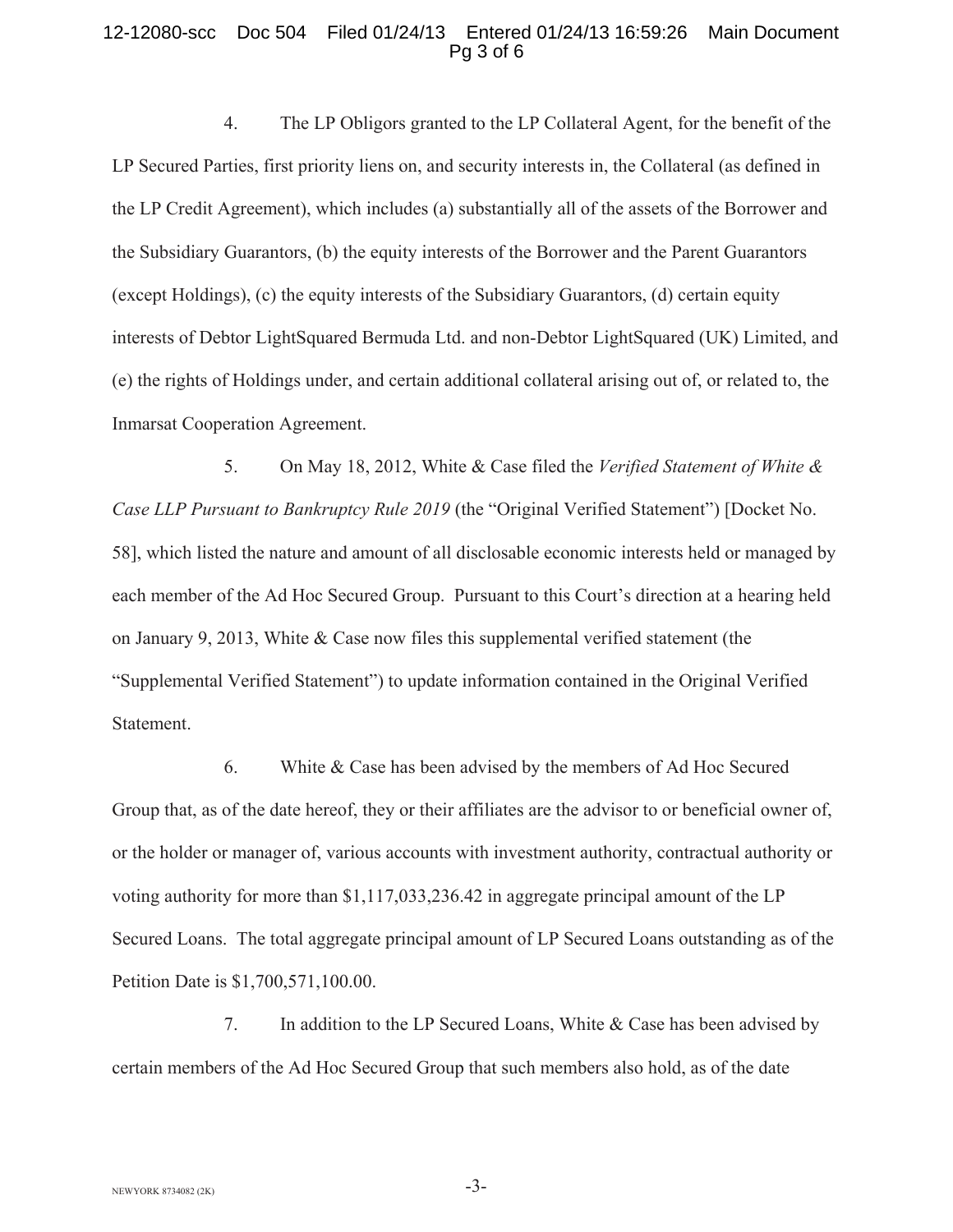4. The LP Obligors granted to the LP Collateral Agent, for the benefit of the LP Secured Parties, first priority liens on, and security interests in, the Collateral (as defined in the LP Credit Agreement), which includes (a) substantially all of the assets of the Borrower and the Subsidiary Guarantors, (b) the equity interests of the Borrower and the Parent Guarantors (except Holdings), (c) the equity interests of the Subsidiary Guarantors, (d) certain equity interests of Debtor LightSquared Bermuda Ltd. and non-Debtor LightSquared (UK) Limited, and (e) the rights of Holdings under, and certain additional collateral arising out of, or related to, the Inmarsat Cooperation Agreement.

5. On May 18, 2012, White & Case filed the *Verified Statement of White & Case LLP Pursuant to Bankruptcy Rule 2019* (the "Original Verified Statement") [Docket No. 58], which listed the nature and amount of all disclosable economic interests held or managed by each member of the Ad Hoc Secured Group. Pursuant to this Court's direction at a hearing held on January 9, 2013, White & Case now files this supplemental verified statement (the "Supplemental Verified Statement") to update information contained in the Original Verified Statement.

6. White & Case has been advised by the members of Ad Hoc Secured Group that, as of the date hereof, they or their affiliates are the advisor to or beneficial owner of, or the holder or manager of, various accounts with investment authority, contractual authority or voting authority for more than $1,117,033,236.42 in aggregate principal amount of the LP Secured Loans. The total aggregate principal amount of LP Secured Loans outstanding as of the Petition Date is $1,700,571,100.00.

7. In addition to the LP Secured Loans, White & Case has been advised by certain members of the Ad Hoc Secured Group that such members also hold, as of the date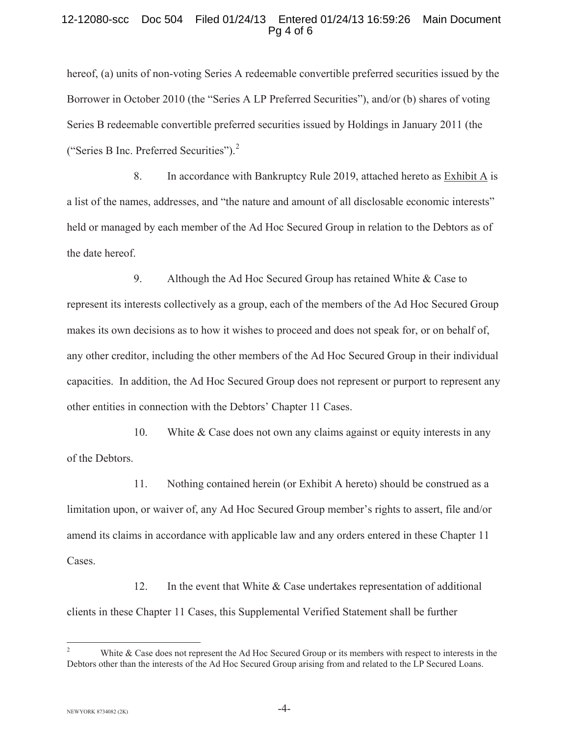hereof, (a) units of non-voting Series A redeemable convertible preferred securities issued by the Borrower in October 2010 (the "Series A LP Preferred Securities"), and/or (b) shares of voting Series B redeemable convertible preferred securities issued by Holdings in January 2011 (the ("Series B Inc. Preferred Securities").[2]

8. In accordance with Bankruptcy Rule 2019, attached hereto as Exhibit A is a list of the names, addresses, and "the nature and amount of all disclosable economic interests" held or managed by each member of the Ad Hoc Secured Group in relation to the Debtors as of the date hereof.

9. Although the Ad Hoc Secured Group has retained White & Case to represent its interests collectively as a group, each of the members of the Ad Hoc Secured Group makes its own decisions as to how it wishes to proceed and does not speak for, or on behalf of, any other creditor, including the other members of the Ad Hoc Secured Group in their individual capacities. In addition, the Ad Hoc Secured Group does not represent or purport to represent any other entities in connection with the Debtors' Chapter 11 Cases.

10. White & Case does not own any claims against or equity interests in any of the Debtors.

11. Nothing contained herein (or Exhibit A hereto) should be construed as a limitation upon, or waiver of, any Ad Hoc Secured Group member's rights to assert, file and/or amend its claims in accordance with applicable law and any orders entered in these Chapter 11 Cases.

12. In the event that White & Case undertakes representation of additional clients in these Chapter 11 Cases, this Supplemental Verified Statement shall be further

---

[2] White & Case does not represent the Ad Hoc Secured Group or its members with respect to interests in the Debtors other than the interests of the Ad Hoc Secured Group arising from and related to the LP Secured Loans.

NEWYORK 8734082 (2K)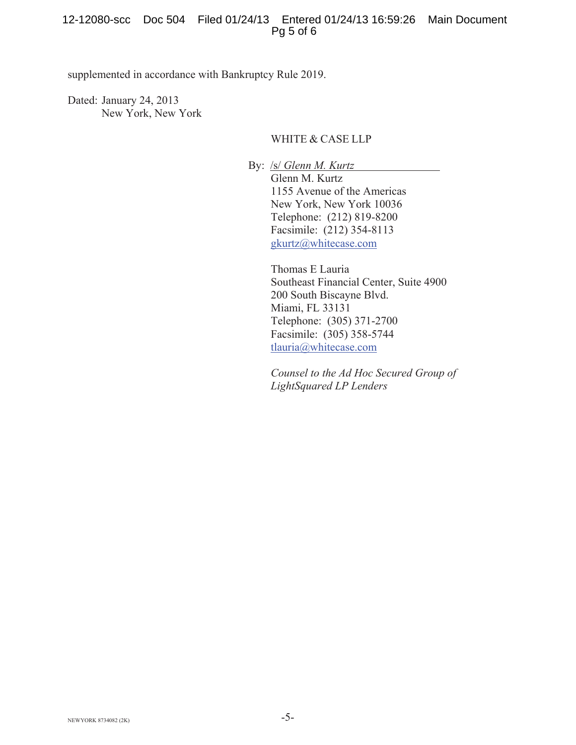supplemented in accordance with Bankruptcy Rule 2019.

Dated: January 24, 2013
New York, New York

WHITE & CASE LLP

By: /s/ *Glenn M. Kurtz*
Glenn M. Kurtz
1155 Avenue of the Americas
New York, New York 10036
Telephone: (212) 819-8200
Facsimile: (212) 354-8113
gkurtz@whitecase.com

Thomas E Lauria
Southeast Financial Center, Suite 4900
200 South Biscayne Blvd.
Miami, FL 33131
Telephone: (305) 371-2700
Facsimile: (305) 358-5744
tlauria@whitecase.com

*Counsel to the Ad Hoc Secured Group of LightSquared LP Lenders*

NEWYORK 8734082 (2K)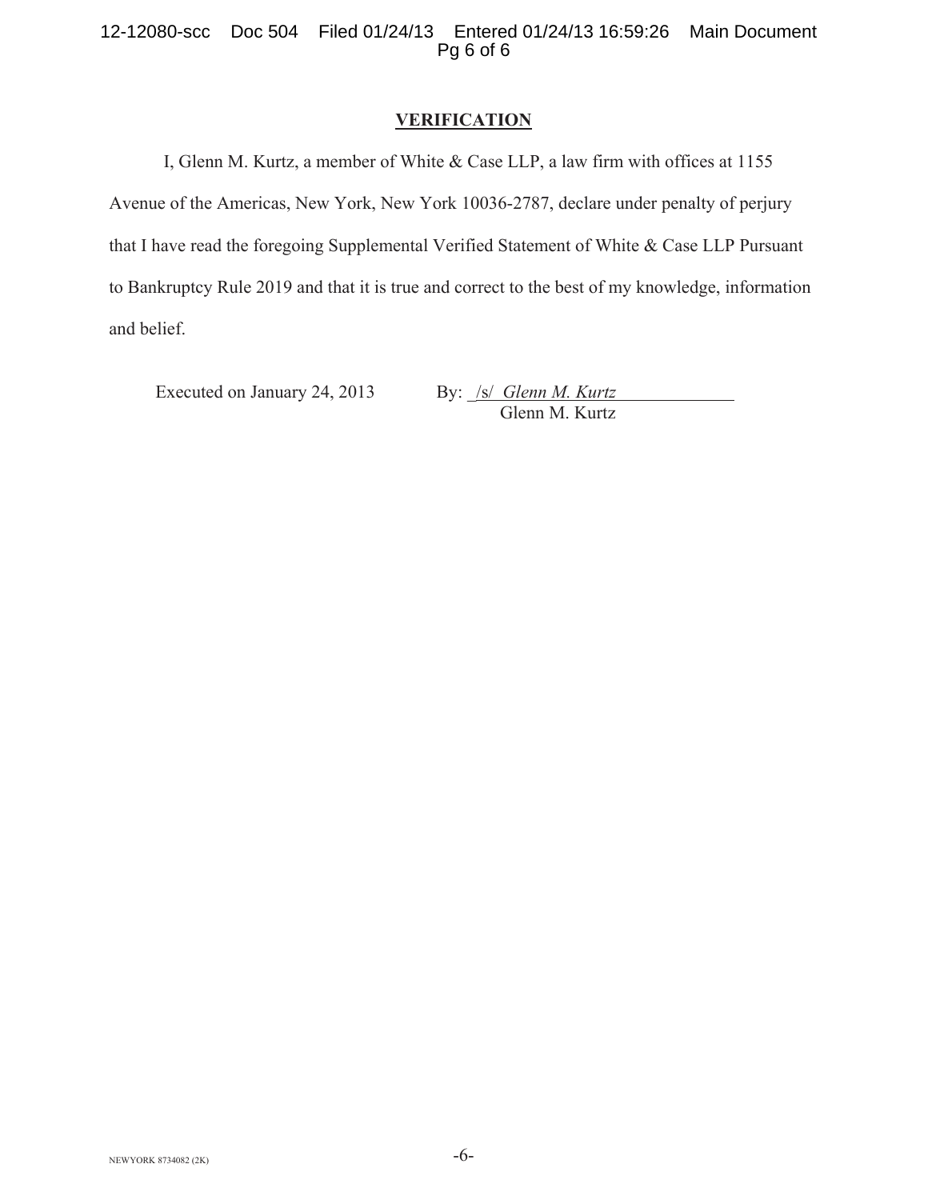## VERIFICATION

I, Glenn M. Kurtz, a member of White & Case LLP, a law firm with offices at 1155 Avenue of the Americas, New York, New York 10036-2787, declare under penalty of perjury that I have read the foregoing Supplemental Verified Statement of White & Case LLP Pursuant to Bankruptcy Rule 2019 and that it is true and correct to the best of my knowledge, information and belief.

Executed on January 24, 2013

By: /s/ *Glenn M. Kurtz*
Glenn M. Kurtz

NEWYORK 8734082 (2K)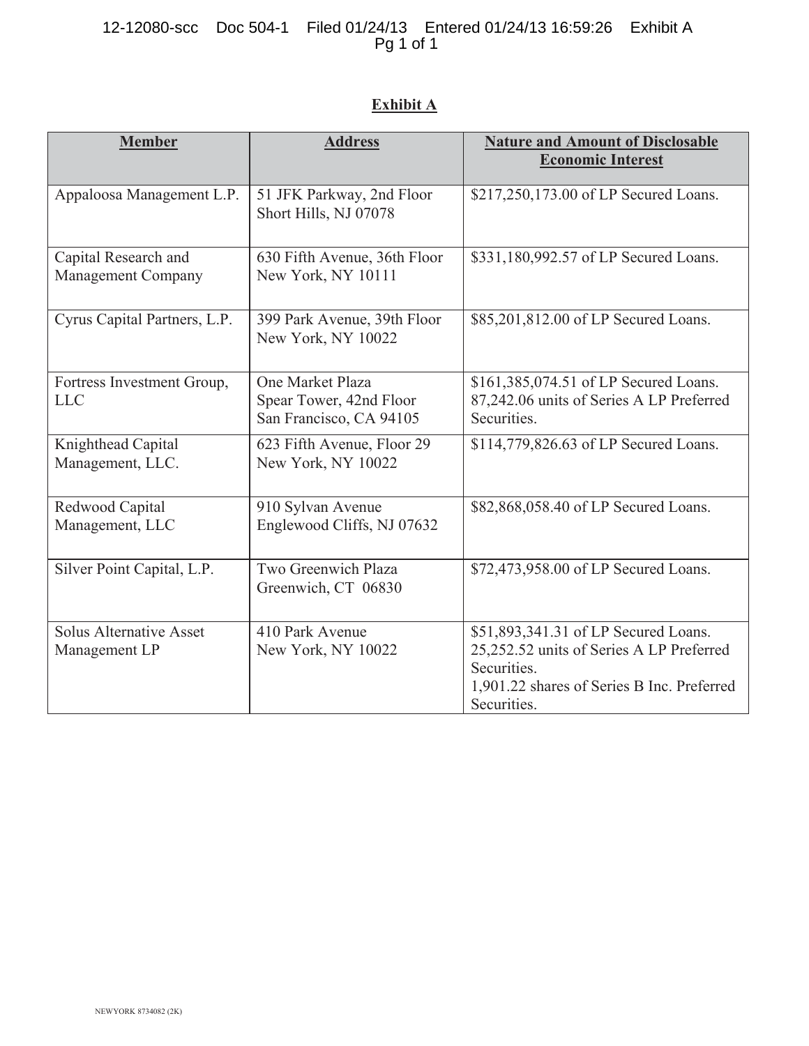# Exhibit A

| Member | Address | Nature and Amount of Disclosable Economic Interest |
|---|---|---|
| Appaloosa Management L.P. | 51 JFK Parkway, 2nd Floor<br>Short Hills, NJ 07078 | $217,250,173.00 of LP Secured Loans. |
| Capital Research and Management Company | 630 Fifth Avenue, 36th Floor<br>New York, NY 10111 | $331,180,992.57 of LP Secured Loans. |
| Cyrus Capital Partners, L.P. | 399 Park Avenue, 39th Floor<br>New York, NY 10022 | $85,201,812.00 of LP Secured Loans. |
| Fortress Investment Group, LLC | One Market Plaza<br>Spear Tower, 42nd Floor<br>San Francisco, CA 94105 | $161,385,074.51 of LP Secured Loans.<br>87,242.06 units of Series A LP Preferred Securities. |
| Knighthead Capital Management, LLC. | 623 Fifth Avenue, Floor 29<br>New York, NY 10022 | $114,779,826.63 of LP Secured Loans. |
| Redwood Capital Management, LLC | 910 Sylvan Avenue<br>Englewood Cliffs, NJ 07632 | $82,868,058.40 of LP Secured Loans. |
| Silver Point Capital, L.P. | Two Greenwich Plaza<br>Greenwich, CT 06830 | $72,473,958.00 of LP Secured Loans. |
| Solus Alternative Asset Management LP | 410 Park Avenue<br>New York, NY 10022 | $51,893,341.31 of LP Secured Loans.<br>25,252.52 units of Series A LP Preferred Securities.<br>1,901.22 shares of Series B Inc. Preferred Securities. |

NEWYORK 8734082 (2K)